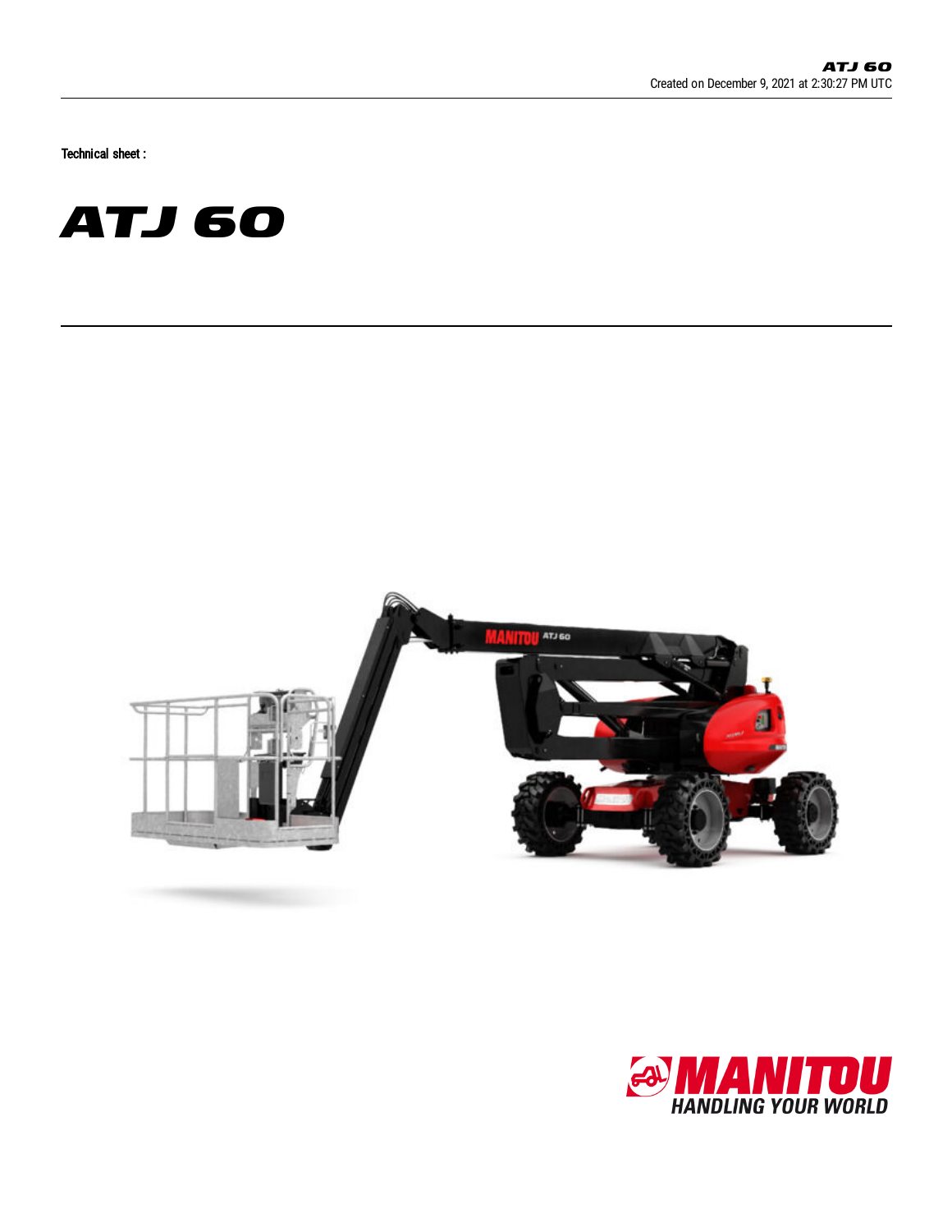Technical sheet :

# ATJ 60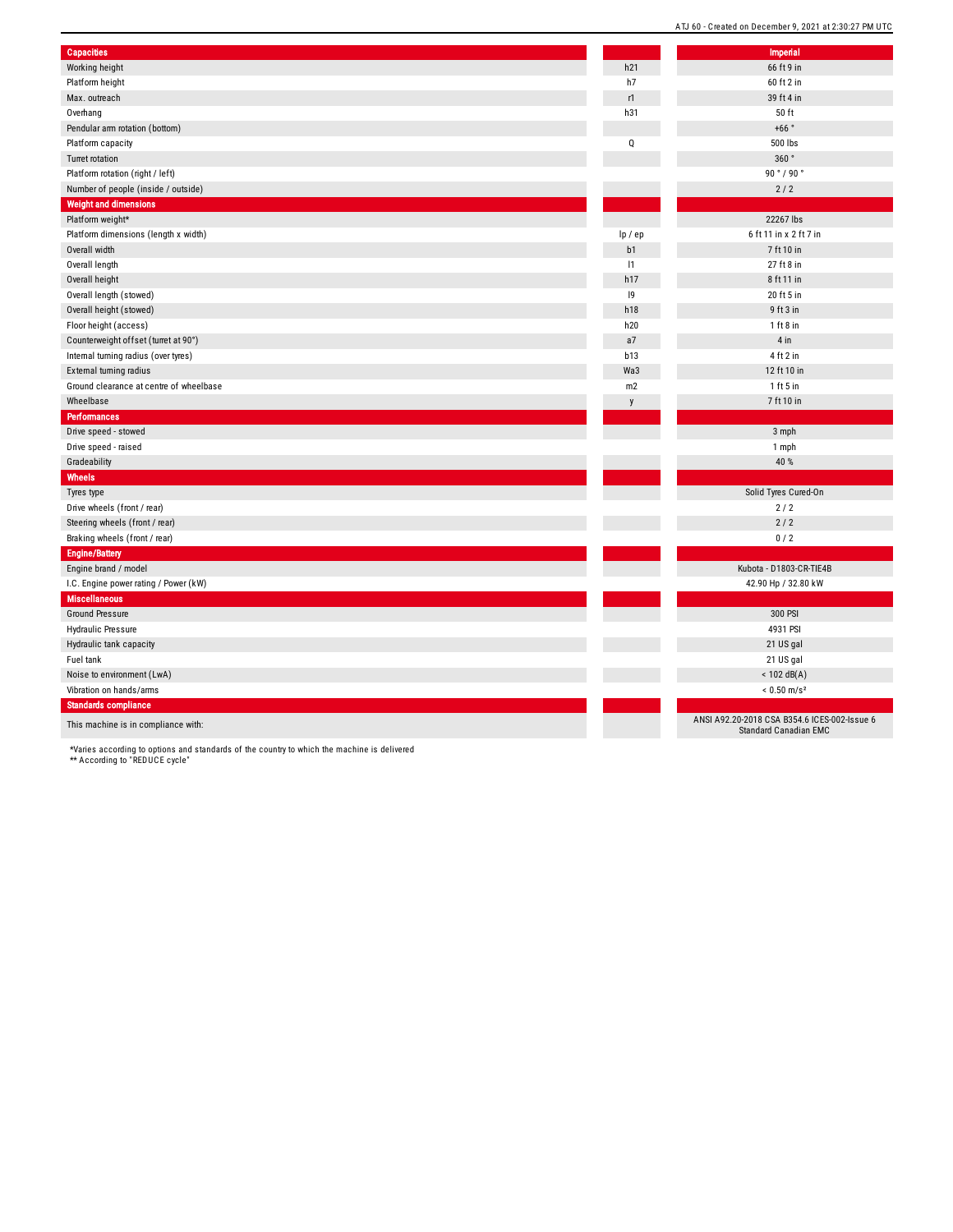| Capacities | | Imperial |
|---|---|---|
| Working height | h21 | 66 ft 9 in |
| Platform height | h7 | 60 ft 2 in |
| Max. outreach | r1 | 39 ft 4 in |
| Overhang | h31 | 50 ft |
| Pendular arm rotation (bottom) | | +66 ° |
| Platform capacity | Q | 500 lbs |
| Turret rotation | | 360 ° |
| Platform rotation (right / left) | | 90 ° / 90 ° |
| Number of people (inside / outside) | | 2 / 2 |
| **Weight and dimensions** | | |
| Platform weight* | | 22267 lbs |
| Platform dimensions (length x width) | lp / ep | 6 ft 11 in x 2 ft 7 in |
| Overall width | b1 | 7 ft 10 in |
| Overall length | l1 | 27 ft 8 in |
| Overall height | h17 | 8 ft 11 in |
| Overall length (stowed) | l9 | 20 ft 5 in |
| Overall height (stowed) | h18 | 9 ft 3 in |
| Floor height (access) | h20 | 1 ft 8 in |
| Counterweight offset (turret at 90°) | a7 | 4 in |
| Internal turning radius (over tyres) | b13 | 4 ft 2 in |
| External turning radius | Wa3 | 12 ft 10 in |
| Ground clearance at centre of wheelbase | m2 | 1 ft 5 in |
| Wheelbase | y | 7 ft 10 in |
| **Performances** | | |
| Drive speed - stowed | | 3 mph |
| Drive speed - raised | | 1 mph |
| Gradeability | | 40 % |
| **Wheels** | | |
| Tyres type | | Solid Tyres Cured-On |
| Drive wheels (front / rear) | | 2 / 2 |
| Steering wheels (front / rear) | | 2 / 2 |
| Braking wheels (front / rear) | | 0 / 2 |
| **Engine/Battery** | | |
| Engine brand / model | | Kubota - D1803-CR-TIE4B |
| I.C. Engine power rating / Power (kW) | | 42.90 Hp / 32.80 kW |
| **Miscellaneous** | | |
| Ground Pressure | | 300 PSI |
| Hydraulic Pressure | | 4931 PSI |
| Hydraulic tank capacity | | 21 US gal |
| Fuel tank | | 21 US gal |
| Noise to environment (LwA) | | < 102 dB(A) |
| Vibration on hands/arms | | < 0.50 m/s² |
| **Standards compliance** | | |
| This machine is in compliance with: | | ANSI A92.20-2018 CSA B354.6 ICES-002-Issue 6 Standard Canadian EMC |

*Varies according to options and standards of the country to which the machine is delivered
** According to "REDUCE cycle"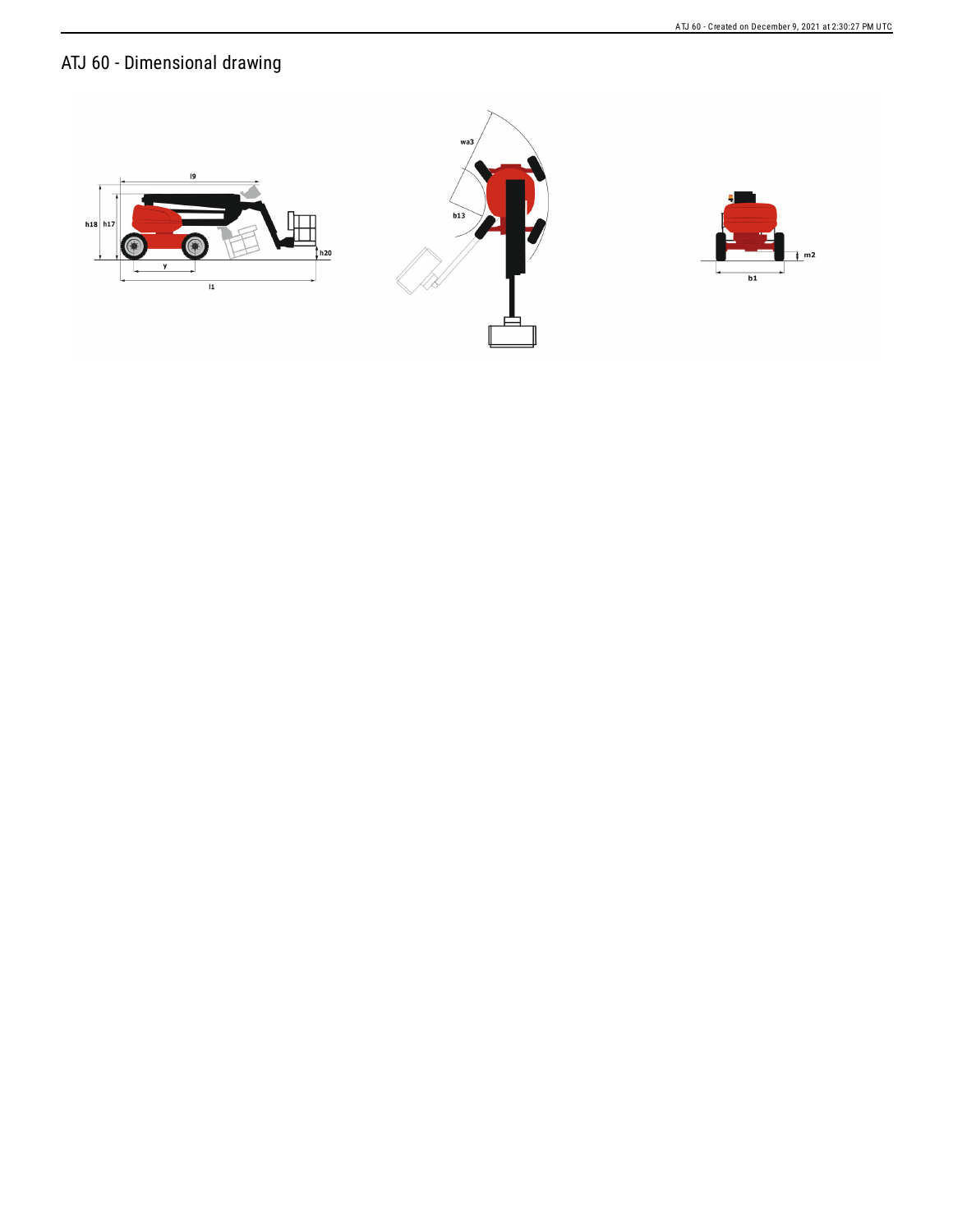# ATJ 60 - Dimensional drawing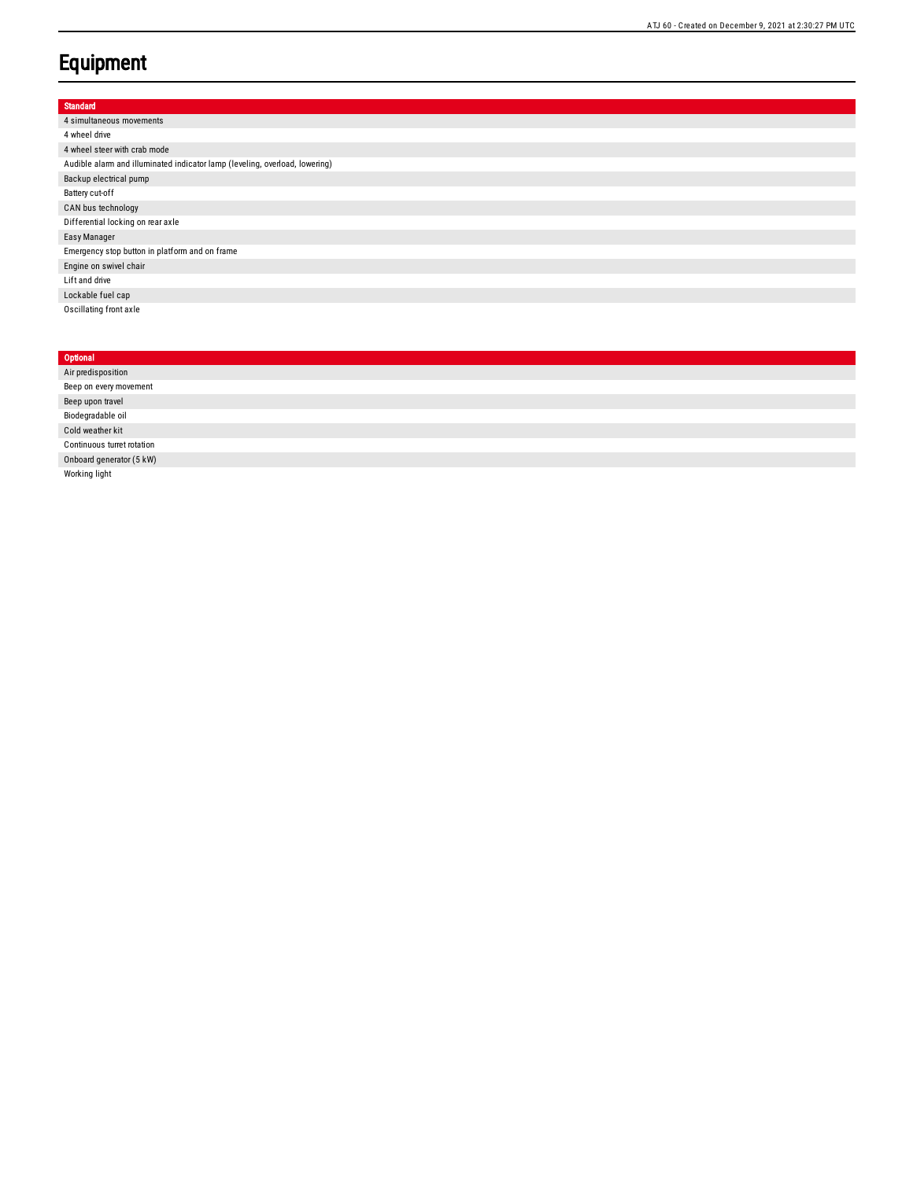# Equipment

| Standard |
| --- |
| 4 simultaneous movements |
| 4 wheel drive |
| 4 wheel steer with crab mode |
| Audible alarm and illuminated indicator lamp (leveling, overload, lowering) |
| Backup electrical pump |
| Battery cut-off |
| CAN bus technology |
| Differential locking on rear axle |
| Easy Manager |
| Emergency stop button in platform and on frame |
| Engine on swivel chair |
| Lift and drive |
| Lockable fuel cap |
| Oscillating front axle |

| Optional |
| --- |
| Air predisposition |
| Beep on every movement |
| Beep upon travel |
| Biodegradable oil |
| Cold weather kit |
| Continuous turret rotation |
| Onboard generator (5 kW) |
| Working light |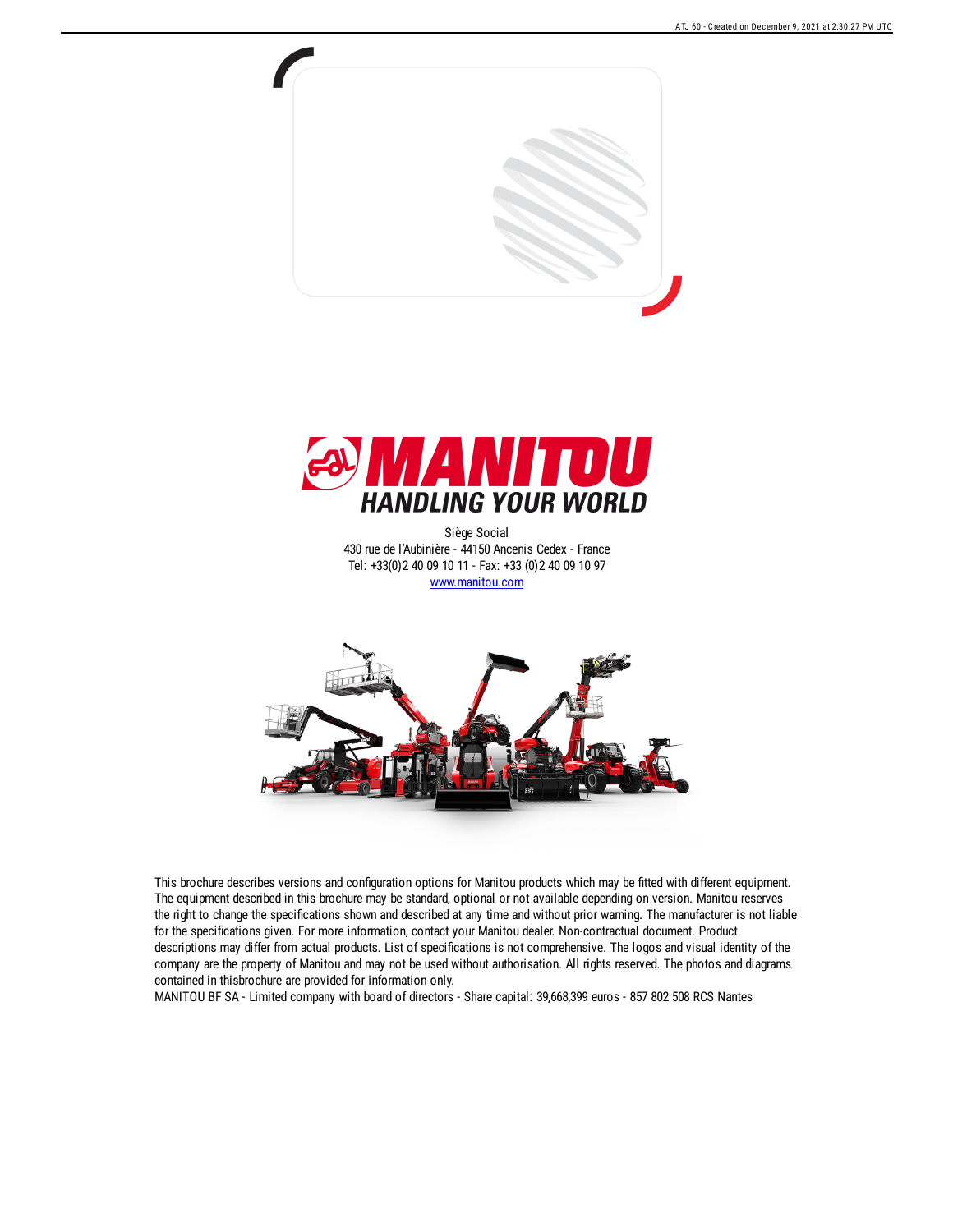MANITOU

HANDLING YOUR WORLD

Siège Social
430 rue de l'Aubinière - 44150 Ancenis Cedex - France
Tel: +33(0)2 40 09 10 11 - Fax: +33 (0)2 40 09 10 97
[www.manitou.com](http://www.manitou.com)

This brochure describes versions and configuration options for Manitou products which may be fitted with different equipment. The equipment described in this brochure may be standard, optional or not available depending on version. Manitou reserves the right to change the specifications shown and described at any time and without prior warning. The manufacturer is not liable for the specifications given. For more information, contact your Manitou dealer. Non-contractual document. Product descriptions may differ from actual products. List of specifications is not comprehensive. The logos and visual identity of the company are the property of Manitou and may not be used without authorisation. All rights reserved. The photos and diagrams contained in thisbrochure are provided for information only.
MANITOU BF SA - Limited company with board of directors - Share capital: 39,668,399 euros - 857 802 508 RCS Nantes